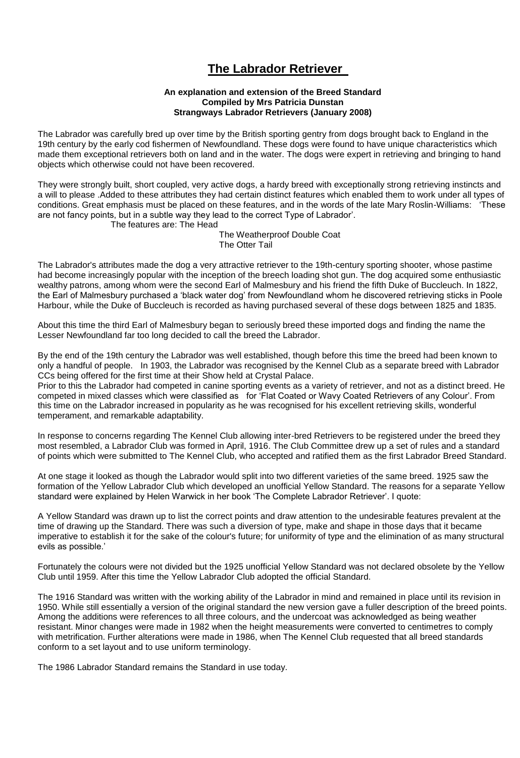# The Labrador Retriever

**An explanation and extension of the Breed Standard**
**Compiled by Mrs Patricia Dunstan**
**Strangways Labrador Retrievers (January 2008)**

The Labrador was carefully bred up over time by the British sporting gentry from dogs brought back to England in the 19th century by the early cod fishermen of Newfoundland. These dogs were found to have unique characteristics which made them exceptional retrievers both on land and in the water. The dogs were expert in retrieving and bringing to hand objects which otherwise could not have been recovered.

They were strongly built, short coupled, very active dogs, a hardy breed with exceptionally strong retrieving instincts and a will to please .Added to these attributes they had certain distinct features which enabled them to work under all types of conditions. Great emphasis must be placed on these features, and in the words of the late Mary Roslin-Williams: 'These are not fancy points, but in a subtle way they lead to the correct Type of Labrador'.

The features are: The Head
The Weatherproof Double Coat
The Otter Tail

The Labrador's attributes made the dog a very attractive retriever to the 19th-century sporting shooter, whose pastime had become increasingly popular with the inception of the breech loading shot gun. The dog acquired some enthusiastic wealthy patrons, among whom were the second Earl of Malmesbury and his friend the fifth Duke of Buccleuch. In 1822, the Earl of Malmesbury purchased a 'black water dog' from Newfoundland whom he discovered retrieving sticks in Poole Harbour, while the Duke of Buccleuch is recorded as having purchased several of these dogs between 1825 and 1835.

About this time the third Earl of Malmesbury began to seriously breed these imported dogs and finding the name the Lesser Newfoundland far too long decided to call the breed the Labrador.

By the end of the 19th century the Labrador was well established, though before this time the breed had been known to only a handful of people. In 1903, the Labrador was recognised by the Kennel Club as a separate breed with Labrador CCs being offered for the first time at their Show held at Crystal Palace.
Prior to this the Labrador had competed in canine sporting events as a variety of retriever, and not as a distinct breed. He competed in mixed classes which were classified as for 'Flat Coated or Wavy Coated Retrievers of any Colour'. From this time on the Labrador increased in popularity as he was recognised for his excellent retrieving skills, wonderful temperament, and remarkable adaptability.

In response to concerns regarding The Kennel Club allowing inter-bred Retrievers to be registered under the breed they most resembled, a Labrador Club was formed in April, 1916. The Club Committee drew up a set of rules and a standard of points which were submitted to The Kennel Club, who accepted and ratified them as the first Labrador Breed Standard.

At one stage it looked as though the Labrador would split into two different varieties of the same breed. 1925 saw the formation of the Yellow Labrador Club which developed an unofficial Yellow Standard. The reasons for a separate Yellow standard were explained by Helen Warwick in her book 'The Complete Labrador Retriever'. I quote:

A Yellow Standard was drawn up to list the correct points and draw attention to the undesirable features prevalent at the time of drawing up the Standard. There was such a diversion of type, make and shape in those days that it became imperative to establish it for the sake of the colour's future; for uniformity of type and the elimination of as many structural evils as possible.'

Fortunately the colours were not divided but the 1925 unofficial Yellow Standard was not declared obsolete by the Yellow Club until 1959. After this time the Yellow Labrador Club adopted the official Standard.

The 1916 Standard was written with the working ability of the Labrador in mind and remained in place until its revision in 1950. While still essentially a version of the original standard the new version gave a fuller description of the breed points. Among the additions were references to all three colours, and the undercoat was acknowledged as being weather resistant. Minor changes were made in 1982 when the height measurements were converted to centimetres to comply with metrification. Further alterations were made in 1986, when The Kennel Club requested that all breed standards conform to a set layout and to use uniform terminology.

The 1986 Labrador Standard remains the Standard in use today.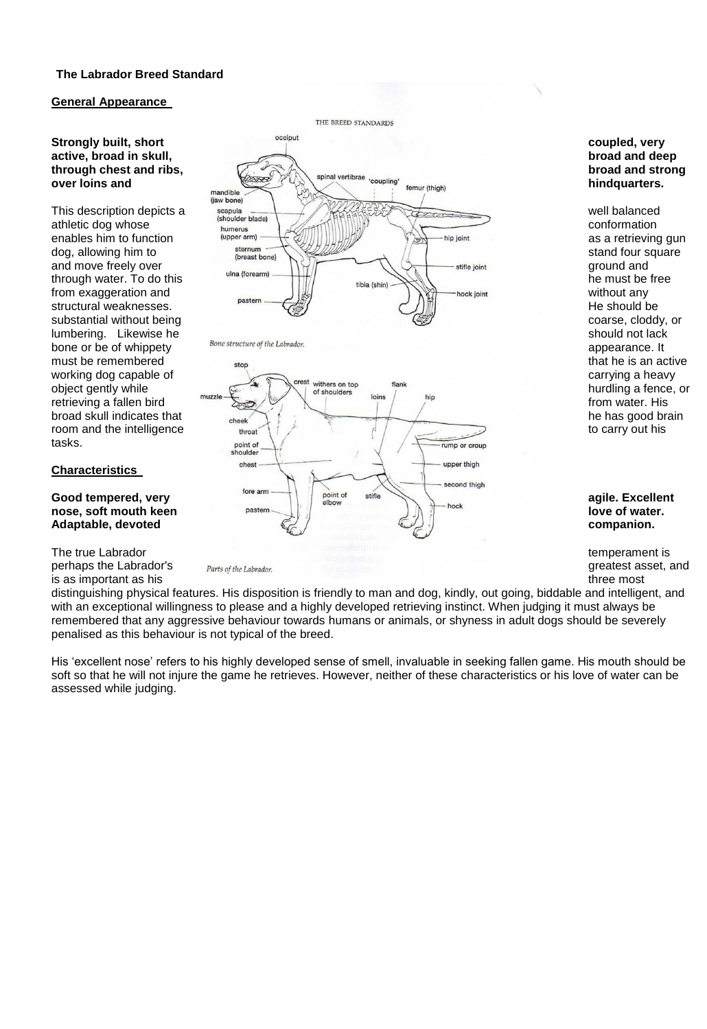**The Labrador Breed Standard**

**General Appearance**

**Strongly built, short coupled, very active, broad in skull, broad and deep through chest and ribs, broad and strong over loins and hindquarters.**

This description depicts a well balanced athletic dog whose conformation enables him to function as a retrieving gun dog, allowing him to stand four square and move freely over ground and through water. To do this he must be free from exaggeration and without any structural weaknesses. He should be substantial without being coarse, cloddy, or lumbering. Likewise he should not lack bone or be of whippety appearance. It must be remembered that he is an active working dog capable of carrying a heavy object gently while hurdling a fence, or retrieving a fallen bird from water. His broad skull indicates that he has good brain room and the intelligence to carry out his tasks.

THE BREED STANDARDS

Bone structure of the Labrador.

Parts of the Labrador.

**Characteristics**

**Good tempered, very agile. Excellent nose, soft mouth keen love of water. Adaptable, devoted companion.**

The true Labrador temperament is perhaps the Labrador's greatest asset, and is as important as his three most distinguishing physical features. His disposition is friendly to man and dog, kindly, out going, biddable and intelligent, and with an exceptional willingness to please and a highly developed retrieving instinct. When judging it must always be remembered that any aggressive behaviour towards humans or animals, or shyness in adult dogs should be severely penalised as this behaviour is not typical of the breed.

His 'excellent nose' refers to his highly developed sense of smell, invaluable in seeking fallen game. His mouth should be soft so that he will not injure the game he retrieves. However, neither of these characteristics or his love of water can be assessed while judging.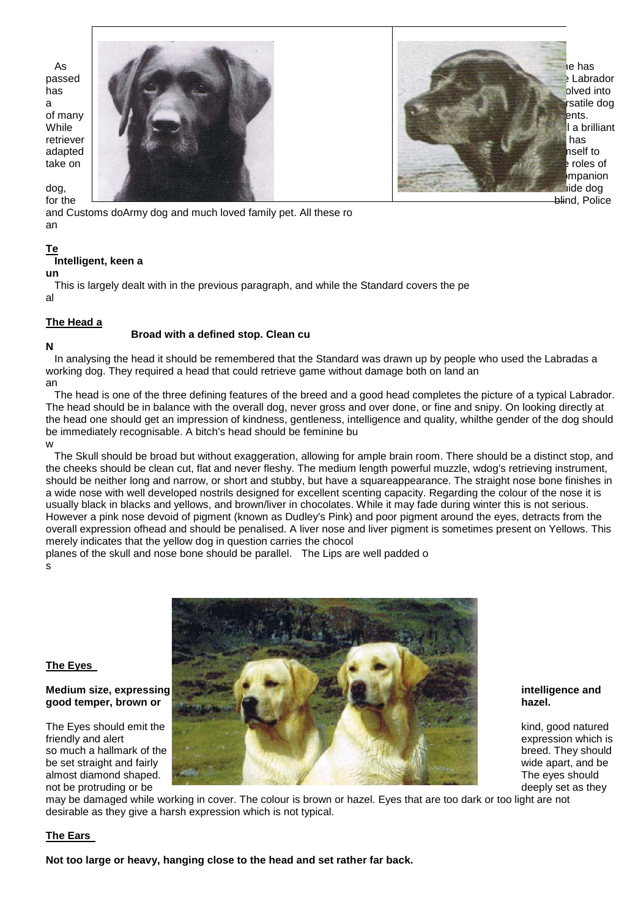As he has passed Labrador has olved into a rsatile dog of many ents. While l a brilliant retriever has adapted nself to take on roles of mpanion dog, ide dog for the blind, Police and Customs doArmy dog and much loved family pet. All these ro an

**Te**

**Intelligent, keen a**

**un**

This is largely dealt with in the previous paragraph, and while the Standard covers the pe al

**The Head a**

**Broad with a defined stop. Clean cu**

**N**

In analysing the head it should be remembered that the Standard was drawn up by people who used the Labradas a working dog. They required a head that could retrieve game without damage both on land an an

The head is one of the three defining features of the breed and a good head completes the picture of a typical Labrador. The head should be in balance with the overall dog, never gross and over done, or fine and snipy. On looking directly at the head one should get an impression of kindness, gentleness, intelligence and quality, whilthe gender of the dog should be immediately recognisable. A bitch's head should be feminine bu w

The Skull should be broad but without exaggeration, allowing for ample brain room. There should be a distinct stop, and the cheeks should be clean cut, flat and never fleshy. The medium length powerful muzzle, wdog's retrieving instrument, should be neither long and narrow, or short and stubby, but have a squareappearance. The straight nose bone finishes in a wide nose with well developed nostrils designed for excellent scenting capacity. Regarding the colour of the nose it is usually black in blacks and yellows, and brown/liver in chocolates. While it may fade during winter this is not serious. However a pink nose devoid of pigment (known as Dudley's Pink) and poor pigment around the eyes, detracts from the overall expression ofhead and should be penalised. A liver nose and liver pigment is sometimes present on Yellows. This merely indicates that the yellow dog in question carries the chocol planes of the skull and nose bone should be parallel. The Lips are well padded o s

**The Eyes**

**Medium size, expressing intelligence and good temper, brown or hazel.**

The Eyes should emit the kind, good natured friendly and alert expression which is so much a hallmark of the breed. They should be set straight and fairly wide apart, and be almost diamond shaped. The eyes should not be protruding or be deeply set as they may be damaged while working in cover. The colour is brown or hazel. Eyes that are too dark or too light are not desirable as they give a harsh expression which is not typical.

**The Ears**

**Not too large or heavy, hanging close to the head and set rather far back.**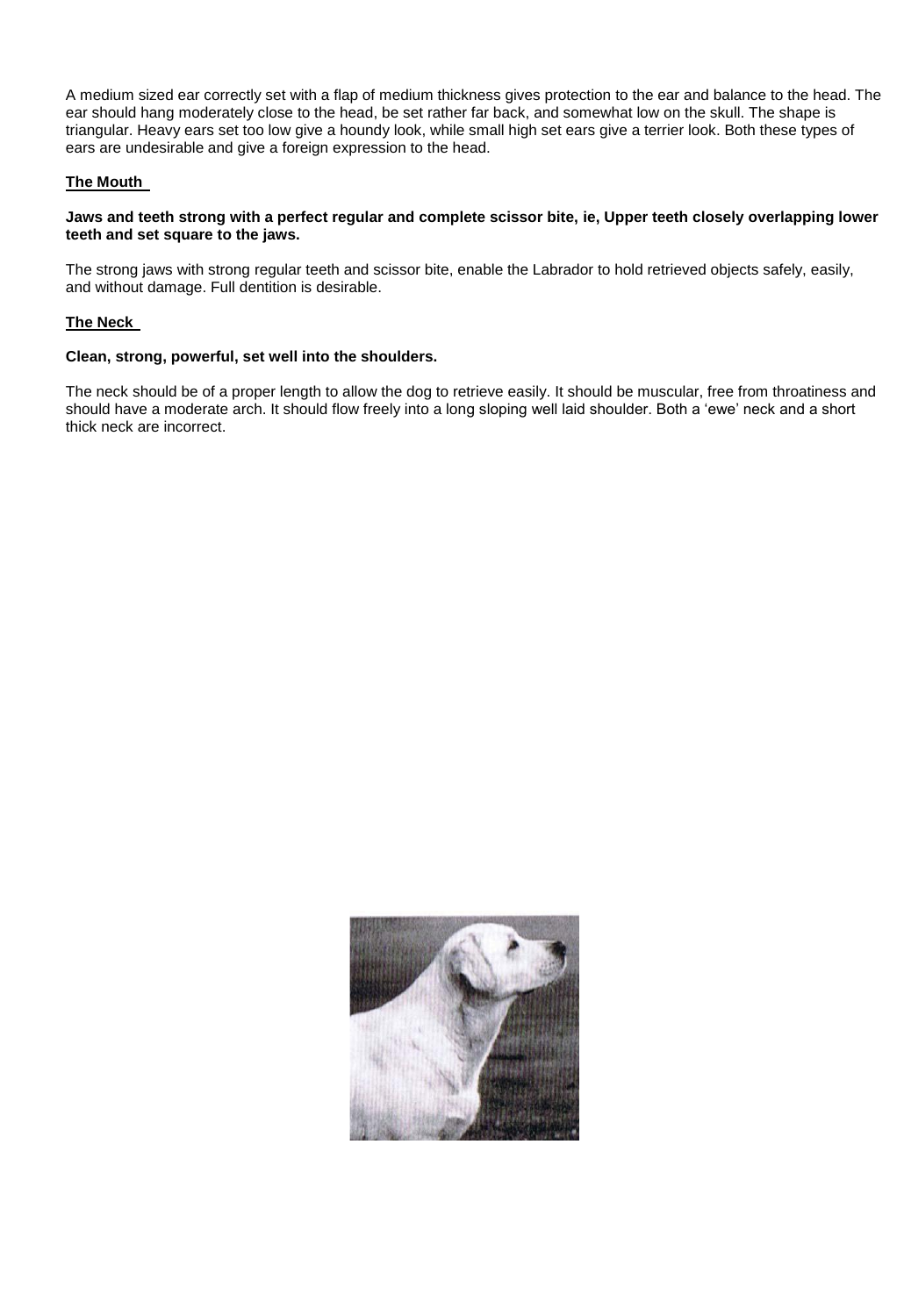A medium sized ear correctly set with a flap of medium thickness gives protection to the ear and balance to the head. The ear should hang moderately close to the head, be set rather far back, and somewhat low on the skull. The shape is triangular. Heavy ears set too low give a houndy look, while small high set ears give a terrier look. Both these types of ears are undesirable and give a foreign expression to the head.

## The Mouth

**Jaws and teeth strong with a perfect regular and complete scissor bite, ie, Upper teeth closely overlapping lower teeth and set square to the jaws.**

The strong jaws with strong regular teeth and scissor bite, enable the Labrador to hold retrieved objects safely, easily, and without damage. Full dentition is desirable.

## The Neck

**Clean, strong, powerful, set well into the shoulders.**

The neck should be of a proper length to allow the dog to retrieve easily. It should be muscular, free from throatiness and should have a moderate arch. It should flow freely into a long sloping well laid shoulder. Both a 'ewe' neck and a short thick neck are incorrect.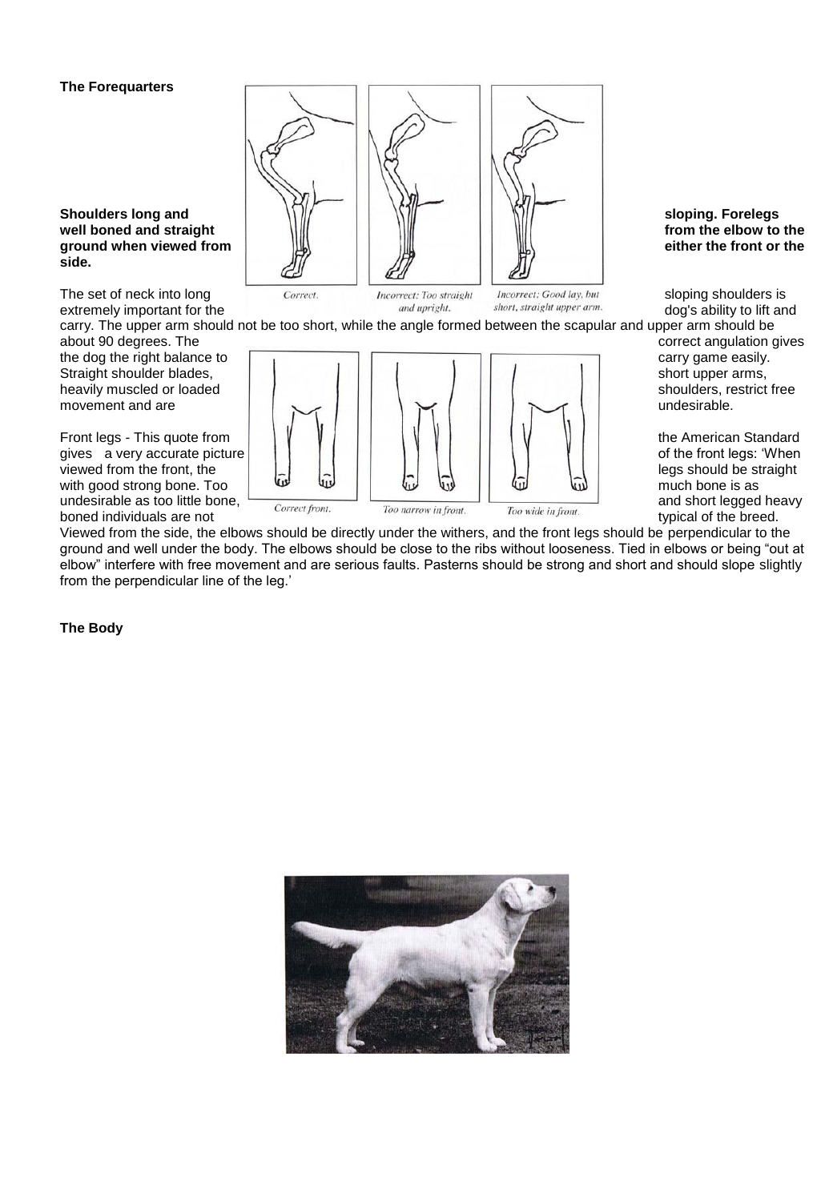**The Forequarters**

**Shoulders long and sloping. Forelegs well boned and straight from the elbow to the ground when viewed from either the front or the side.**

Correct. | Incorrect: Too straight and upright. | Incorrect: Good lay, but short, straight upper arm.

The set of neck into long sloping shoulders is extremely important for the dog's ability to lift and carry. The upper arm should not be too short, while the angle formed between the scapular and upper arm should be about 90 degrees. The correct angulation gives the dog the right balance to carry game easily. Straight shoulder blades, short upper arms, heavily muscled or loaded shoulders, restrict free movement and are undesirable.

Correct front. | Too narrow in front. | Too wide in front.

Front legs - This quote from the American Standard gives a very accurate picture of the front legs: 'When viewed from the front, the legs should be straight with good strong bone. Too much bone is as undesirable as too little bone, and short legged heavy boned individuals are not typical of the breed. Viewed from the side, the elbows should be directly under the withers, and the front legs should be perpendicular to the ground and well under the body. The elbows should be close to the ribs without looseness. Tied in elbows or being "out at elbow" interfere with free movement and are serious faults. Pasterns should be strong and short and should slope slightly from the perpendicular line of the leg.'

**The Body**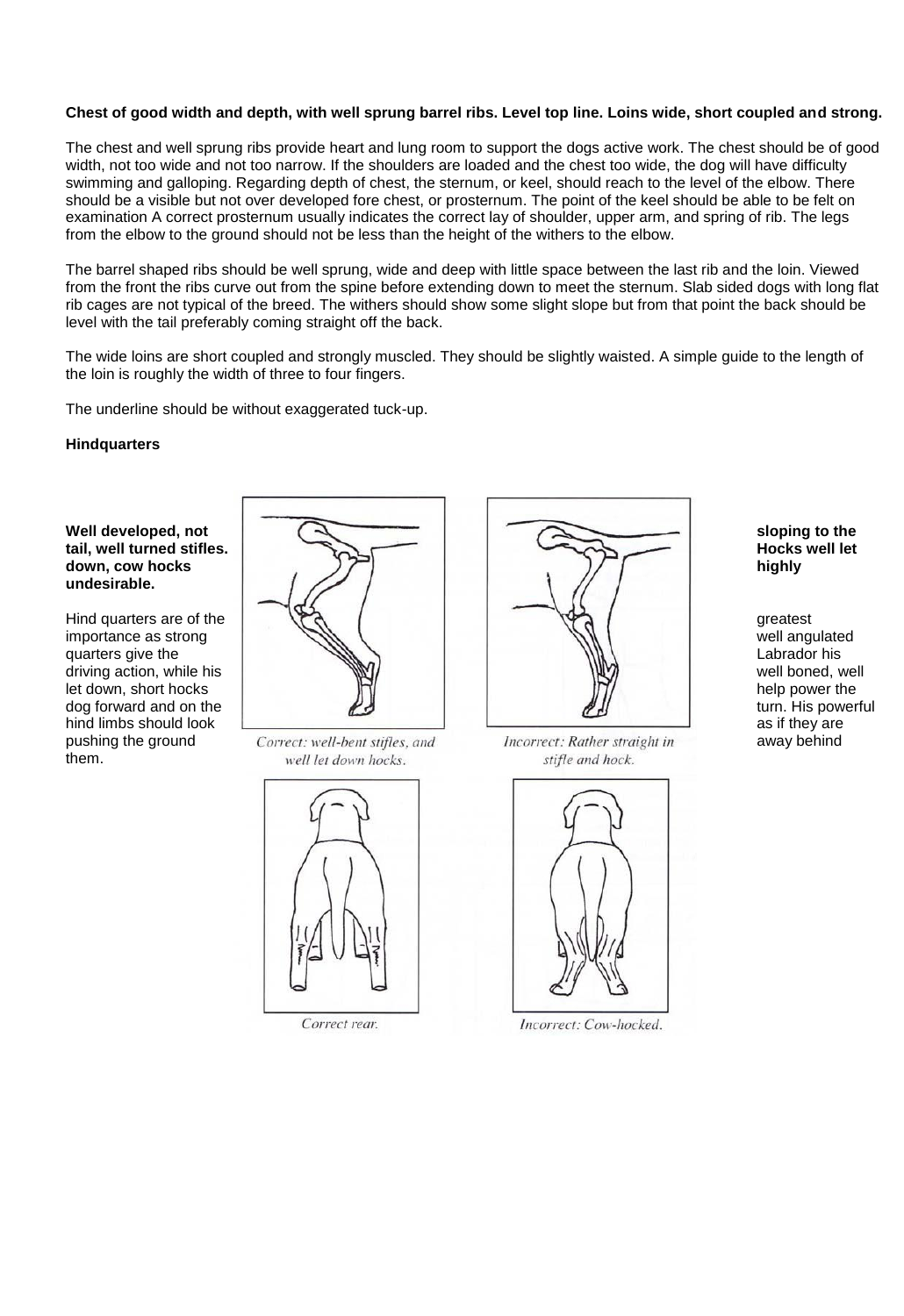**Chest of good width and depth, with well sprung barrel ribs. Level top line. Loins wide, short coupled and strong.**

The chest and well sprung ribs provide heart and lung room to support the dogs active work. The chest should be of good width, not too wide and not too narrow. If the shoulders are loaded and the chest too wide, the dog will have difficulty swimming and galloping. Regarding depth of chest, the sternum, or keel, should reach to the level of the elbow. There should be a visible but not over developed fore chest, or prosternum. The point of the keel should be able to be felt on examination A correct prosternum usually indicates the correct lay of shoulder, upper arm, and spring of rib. The legs from the elbow to the ground should not be less than the height of the withers to the elbow.

The barrel shaped ribs should be well sprung, wide and deep with little space between the last rib and the loin. Viewed from the front the ribs curve out from the spine before extending down to meet the sternum. Slab sided dogs with long flat rib cages are not typical of the breed. The withers should show some slight slope but from that point the back should be level with the tail preferably coming straight off the back.

The wide loins are short coupled and strongly muscled. They should be slightly waisted. A simple guide to the length of the loin is roughly the width of three to four fingers.

The underline should be without exaggerated tuck-up.

**Hindquarters**

**Well developed, not sloping to the tail, well turned stifles. Hocks well let down, cow hocks highly undesirable.**

Hind quarters are of the greatest importance as strong well angulated quarters give the Labrador his driving action, while his well boned, well let down, short hocks help power the dog forward and on the turn. His powerful hind limbs should look as if they are pushing the ground away behind them.

Correct: well-bent stifles, and well let down hocks.

Incorrect: Rather straight in stifle and hock.

Correct rear.

Incorrect: Cow-hocked.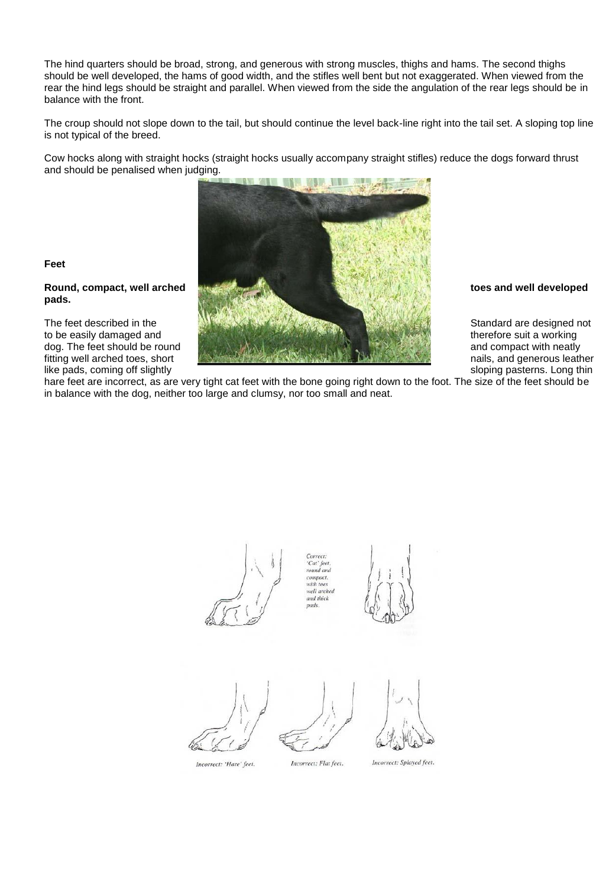The hind quarters should be broad, strong, and generous with strong muscles, thighs and hams. The second thighs should be well developed, the hams of good width, and the stifles well bent but not exaggerated. When viewed from the rear the hind legs should be straight and parallel. When viewed from the side the angulation of the rear legs should be in balance with the front.

The croup should not slope down to the tail, but should continue the level back-line right into the tail set. A sloping top line is not typical of the breed.

Cow hocks along with straight hocks (straight hocks usually accompany straight stifles) reduce the dogs forward thrust and should be penalised when judging.

**Feet**

**Round, compact, well arched toes and well developed pads.**

The feet described in the Standard are designed not to be easily damaged and therefore suit a working dog. The feet should be round and compact with neatly fitting well arched toes, short nails, and generous leather like pads, coming off slightly sloping pasterns. Long thin hare feet are incorrect, as are very tight cat feet with the bone going right down to the foot. The size of the feet should be in balance with the dog, neither too large and clumsy, nor too small and neat.

Correct: 'Cat' feet, round and compact, with toes well arched and thick pads.

Incorrect: 'Hare' feet.

Incorrect: Flat feet.

Incorrect: Splayed feet.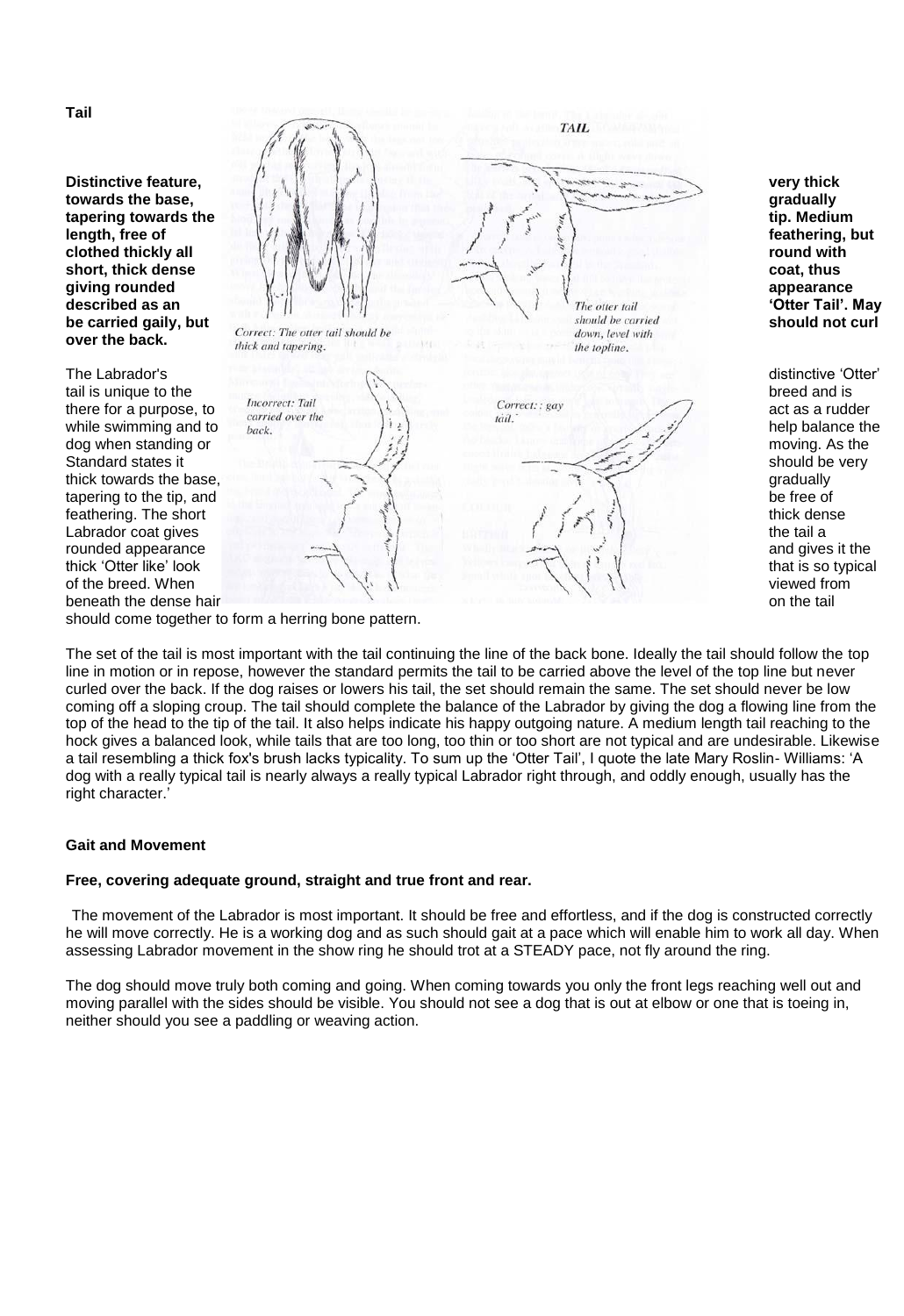**Tail**

**Distinctive feature, very thick towards the base, gradually tapering towards the tip. Medium length, free of feathering, but clothed thickly all round with short, thick dense coat, thus giving rounded appearance described as an 'Otter Tail'. May be carried gaily, but should not curl over the back.**

The Labrador's distinctive 'Otter' tail is unique to the breed and is there for a purpose, to act as a rudder while swimming and to help balance the dog when standing or moving. As the Standard states it should be very thick towards the base, gradually tapering to the tip, and be free of feathering. The short thick dense Labrador coat gives the tail a rounded appearance and gives it the thick 'Otter like' look that is so typical of the breed. When viewed from beneath the dense hair on the tail should come together to form a herring bone pattern.

The set of the tail is most important with the tail continuing the line of the back bone. Ideally the tail should follow the top line in motion or in repose, however the standard permits the tail to be carried above the level of the top line but never curled over the back. If the dog raises or lowers his tail, the set should remain the same. The set should never be low coming off a sloping croup. The tail should complete the balance of the Labrador by giving the dog a flowing line from the top of the head to the tip of the tail. It also helps indicate his happy outgoing nature. A medium length tail reaching to the hock gives a balanced look, while tails that are too long, too thin or too short are not typical and are undesirable. Likewise a tail resembling a thick fox's brush lacks typicality. To sum up the 'Otter Tail', I quote the late Mary Roslin- Williams: 'A dog with a really typical tail is nearly always a really typical Labrador right through, and oddly enough, usually has the right character.'

**Gait and Movement**

**Free, covering adequate ground, straight and true front and rear.**

The movement of the Labrador is most important. It should be free and effortless, and if the dog is constructed correctly he will move correctly. He is a working dog and as such should gait at a pace which will enable him to work all day. When assessing Labrador movement in the show ring he should trot at a STEADY pace, not fly around the ring.

The dog should move truly both coming and going. When coming towards you only the front legs reaching well out and moving parallel with the sides should be visible. You should not see a dog that is out at elbow or one that is toeing in, neither should you see a paddling or weaving action.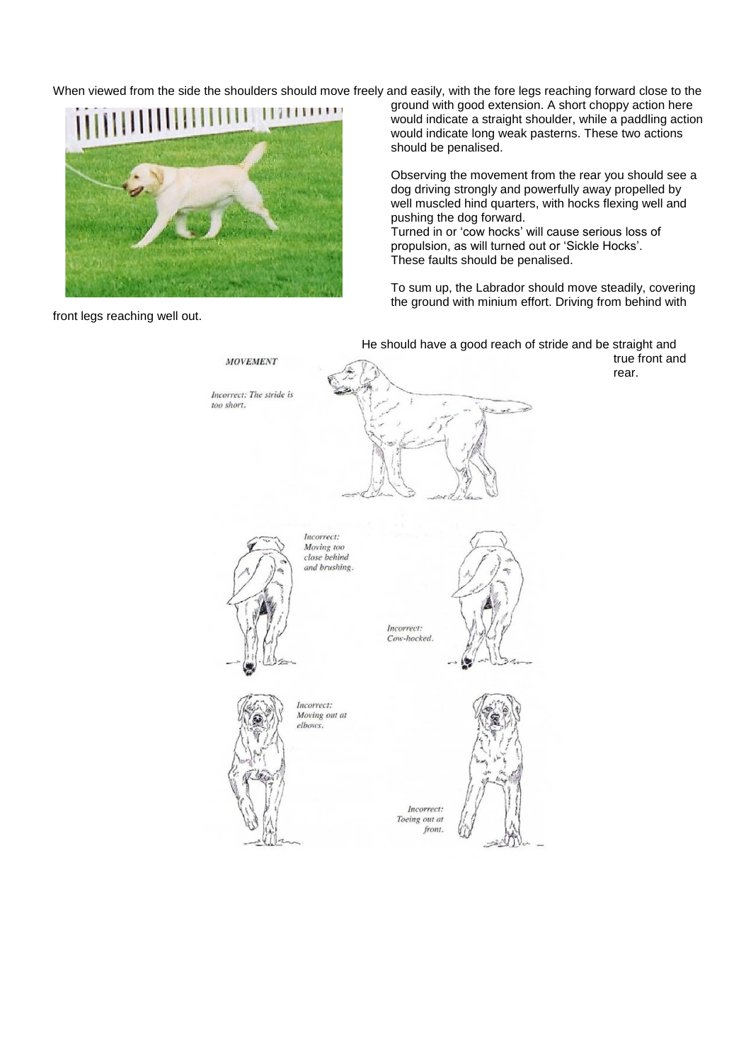When viewed from the side the shoulders should move freely and easily, with the fore legs reaching forward close to the ground with good extension. A short choppy action here would indicate a straight shoulder, while a paddling action would indicate long weak pasterns. These two actions should be penalised.

Observing the movement from the rear you should see a dog driving strongly and powerfully away propelled by well muscled hind quarters, with hocks flexing well and pushing the dog forward.

Turned in or 'cow hocks' will cause serious loss of propulsion, as will turned out or 'Sickle Hocks'. These faults should be penalised.

To sum up, the Labrador should move steadily, covering the ground with minium effort. Driving from behind with front legs reaching well out.

He should have a good reach of stride and be straight and true front and rear.

*MOVEMENT*

*Incorrect: The stride is too short.*

*Incorrect: Moving too close behind and brushing.*

*Incorrect: Cow-hocked.*

*Incorrect: Moving out at elbows.*

*Incorrect: Toeing out at front.*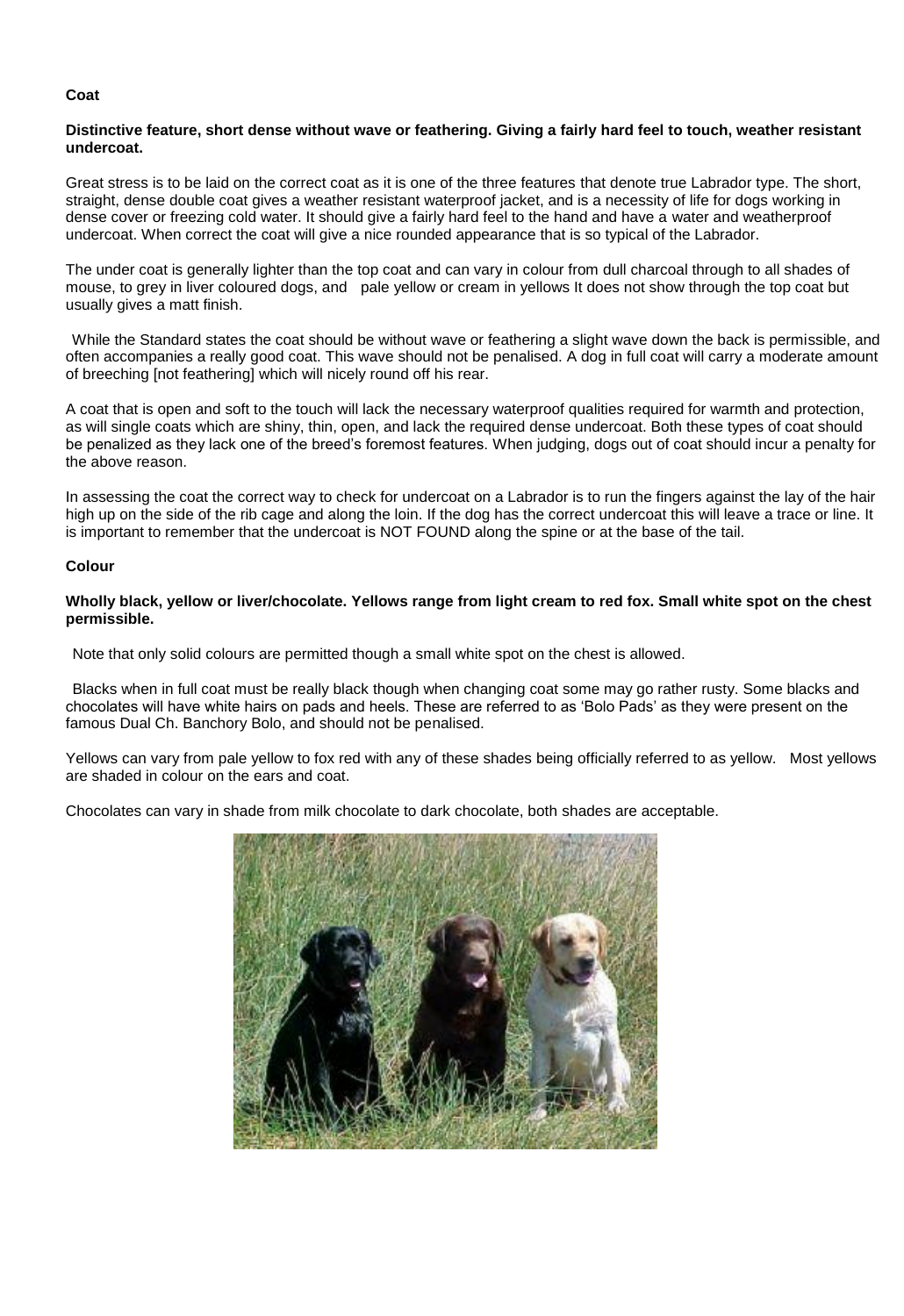**Coat**

**Distinctive feature, short dense without wave or feathering. Giving a fairly hard feel to touch, weather resistant undercoat.**

Great stress is to be laid on the correct coat as it is one of the three features that denote true Labrador type. The short, straight, dense double coat gives a weather resistant waterproof jacket, and is a necessity of life for dogs working in dense cover or freezing cold water. It should give a fairly hard feel to the hand and have a water and weatherproof undercoat. When correct the coat will give a nice rounded appearance that is so typical of the Labrador.

The under coat is generally lighter than the top coat and can vary in colour from dull charcoal through to all shades of mouse, to grey in liver coloured dogs, and pale yellow or cream in yellows It does not show through the top coat but usually gives a matt finish.

While the Standard states the coat should be without wave or feathering a slight wave down the back is permissible, and often accompanies a really good coat. This wave should not be penalised. A dog in full coat will carry a moderate amount of breeching [not feathering] which will nicely round off his rear.

A coat that is open and soft to the touch will lack the necessary waterproof qualities required for warmth and protection, as will single coats which are shiny, thin, open, and lack the required dense undercoat. Both these types of coat should be penalized as they lack one of the breed's foremost features. When judging, dogs out of coat should incur a penalty for the above reason.

In assessing the coat the correct way to check for undercoat on a Labrador is to run the fingers against the lay of the hair high up on the side of the rib cage and along the loin. If the dog has the correct undercoat this will leave a trace or line. It is important to remember that the undercoat is NOT FOUND along the spine or at the base of the tail.

**Colour**

**Wholly black, yellow or liver/chocolate. Yellows range from light cream to red fox. Small white spot on the chest permissible.**

Note that only solid colours are permitted though a small white spot on the chest is allowed.

Blacks when in full coat must be really black though when changing coat some may go rather rusty. Some blacks and chocolates will have white hairs on pads and heels. These are referred to as 'Bolo Pads' as they were present on the famous Dual Ch. Banchory Bolo, and should not be penalised.

Yellows can vary from pale yellow to fox red with any of these shades being officially referred to as yellow. Most yellows are shaded in colour on the ears and coat.

Chocolates can vary in shade from milk chocolate to dark chocolate, both shades are acceptable.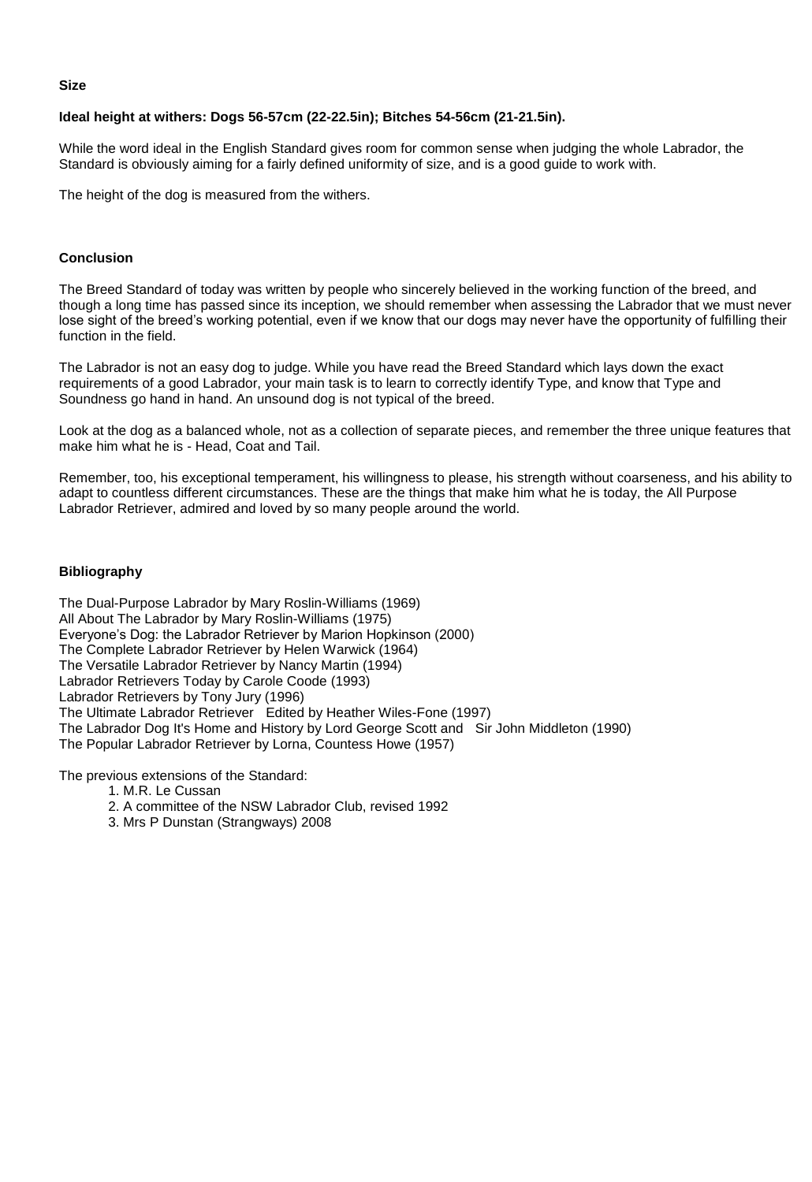**Size**

**Ideal height at withers: Dogs 56-57cm (22-22.5in); Bitches 54-56cm (21-21.5in).**

While the word ideal in the English Standard gives room for common sense when judging the whole Labrador, the Standard is obviously aiming for a fairly defined uniformity of size, and is a good guide to work with.

The height of the dog is measured from the withers.

**Conclusion**

The Breed Standard of today was written by people who sincerely believed in the working function of the breed, and though a long time has passed since its inception, we should remember when assessing the Labrador that we must never lose sight of the breed's working potential, even if we know that our dogs may never have the opportunity of fulfilling their function in the field.

The Labrador is not an easy dog to judge. While you have read the Breed Standard which lays down the exact requirements of a good Labrador, your main task is to learn to correctly identify Type, and know that Type and Soundness go hand in hand. An unsound dog is not typical of the breed.

Look at the dog as a balanced whole, not as a collection of separate pieces, and remember the three unique features that make him what he is - Head, Coat and Tail.

Remember, too, his exceptional temperament, his willingness to please, his strength without coarseness, and his ability to adapt to countless different circumstances. These are the things that make him what he is today, the All Purpose Labrador Retriever, admired and loved by so many people around the world.

**Bibliography**

The Dual-Purpose Labrador by Mary Roslin-Williams (1969)
All About The Labrador by Mary Roslin-Williams (1975)
Everyone's Dog: the Labrador Retriever by Marion Hopkinson (2000)
The Complete Labrador Retriever by Helen Warwick (1964)
The Versatile Labrador Retriever by Nancy Martin (1994)
Labrador Retrievers Today by Carole Coode (1993)
Labrador Retrievers by Tony Jury (1996)
The Ultimate Labrador Retriever Edited by Heather Wiles-Fone (1997)
The Labrador Dog It's Home and History by Lord George Scott and Sir John Middleton (1990)
The Popular Labrador Retriever by Lorna, Countess Howe (1957)

The previous extensions of the Standard:

1. M.R. Le Cussan
2. A committee of the NSW Labrador Club, revised 1992
3. Mrs P Dunstan (Strangways) 2008